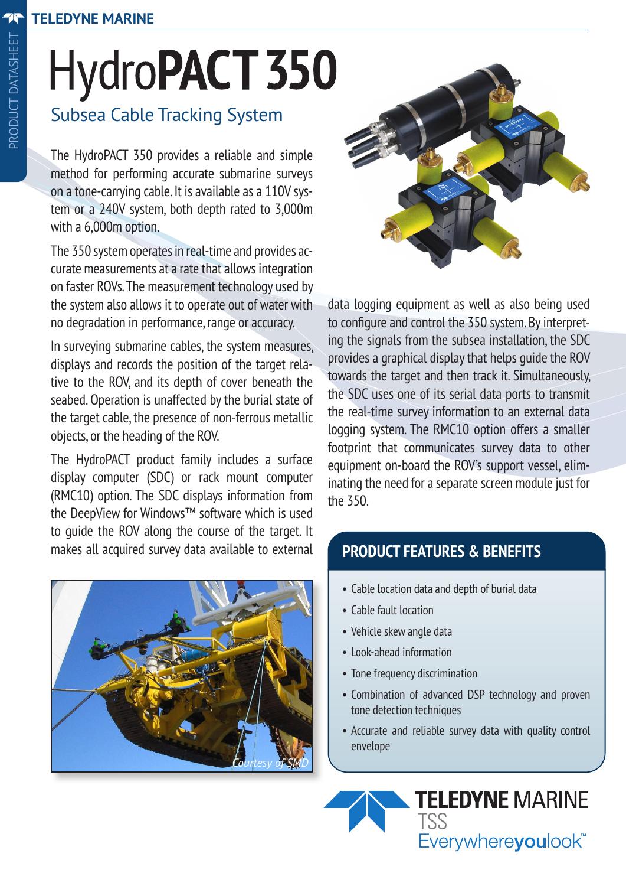# HydroPACT 350

## Subsea Cable Tracking System

The HydroPACT 350 provides a reliable and simple method for performing accurate submarine surveys on a tone-carrying cable. It is available as a 110V system or a 240V system, both depth rated to 3,000m with a 6,000m option.

The 350 system operates in real-time and provides accurate measurements at a rate that allows integration on faster ROVs. The measurement technology used by the system also allows it to operate out of water with no degradation in performance, range or accuracy.

In surveying submarine cables, the system measures, displays and records the position of the target relative to the ROV, and its depth of cover beneath the seabed. Operation is unaffected by the burial state of the target cable, the presence of non-ferrous metallic objects, or the heading of the ROV.

The HydroPACT product family includes a surface display computer (SDC) or rack mount computer (RMC10) option. The SDC displays information from the DeepView for Windows™ software which is used to guide the ROV along the course of the target. It makes all acquired survey data available to external data logging equipment as well as also being used to configure and control the 350 system. By interpreting the signals from the subsea installation, the SDC provides a graphical display that helps guide the ROV towards the target and then track it. Simultaneously, the SDC uses one of its serial data ports to transmit the real-time survey information to an external data logging system. The RMC10 option offers a smaller footprint that communicates survey data to other equipment on-board the ROV's support vessel, eliminating the need for a separate screen module just for the 350.

*Courtesy of SMD*

## PRODUCT FEATURES & BENEFITS

- Cable location data and depth of burial data
- Cable fault location
- Vehicle skew angle data
- Look-ahead information
- Tone frequency discrimination
- Combination of advanced DSP technology and proven tone detection techniques
- Accurate and reliable survey data with quality control envelope

TELEDYNE MARINE
TSS
Everywhereyoulook™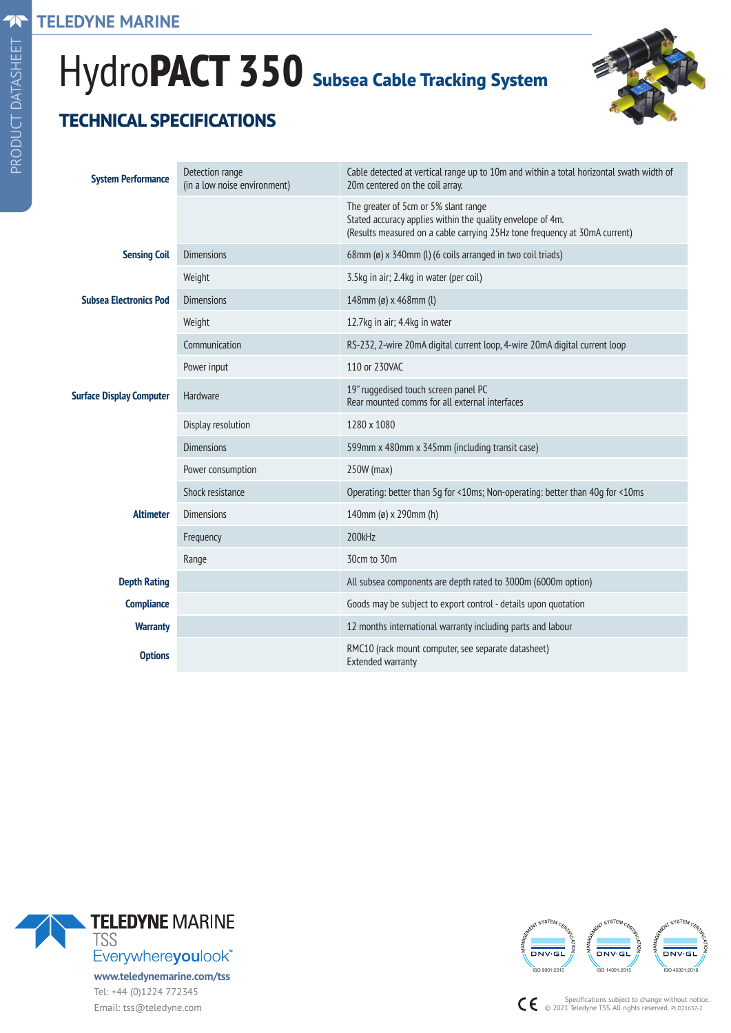TELEDYNE MARINE

PRODUCT DATASHEET

# HydroPACT 350 Subsea Cable Tracking System

## TECHNICAL SPECIFICATIONS

| | | |
|---|---|---|
| **System Performance** | Detection range<br>(in a low noise environment) | Cable detected at vertical range up to 10m and within a total horizontal swath width of 20m centered on the coil array. |
| | | The greater of 5cm or 5% slant range<br>Stated accuracy applies within the quality envelope of 4m.<br>(Results measured on a cable carrying 25Hz tone frequency at 30mA current) |
| **Sensing Coil** | Dimensions | 68mm (ø) x 340mm (l) (6 coils arranged in two coil triads) |
| | Weight | 3.5kg in air; 2.4kg in water (per coil) |
| **Subsea Electronics Pod** | Dimensions | 148mm (ø) x 468mm (l) |
| | Weight | 12.7kg in air; 4.4kg in water |
| | Communication | RS-232, 2-wire 20mA digital current loop, 4-wire 20mA digital current loop |
| | Power input | 110 or 230VAC |
| **Surface Display Computer** | Hardware | 19" ruggedised touch screen panel PC<br>Rear mounted comms for all external interfaces |
| | Display resolution | 1280 x 1080 |
| | Dimensions | 599mm x 480mm x 345mm (including transit case) |
| | Power consumption | 250W (max) |
| | Shock resistance | Operating: better than 5g for <10ms; Non-operating: better than 40g for <10ms |
| **Altimeter** | Dimensions | 140mm (ø) x 290mm (h) |
| | Frequency | 200kHz |
| | Range | 30cm to 30m |
| **Depth Rating** | | All subsea components are depth rated to 3000m (6000m option) |
| **Compliance** | | Goods may be subject to export control - details upon quotation |
| **Warranty** | | 12 months international warranty including parts and labour |
| **Options** | | RMC10 (rack mount computer, see separate datasheet)<br>Extended warranty |

TELEDYNE MARINE
TSS
Everywhereyoulook™

www.teledynemarine.com/tss
Tel: +44 (0)1224 772345
Email: tss@teledyne.com

ISO 9001:2015 ISO 14001:2015 ISO 45001:2018

Specifications subject to change without notice.
© 2021 Teledyne TSS. All rights reserved. PLD21637-2